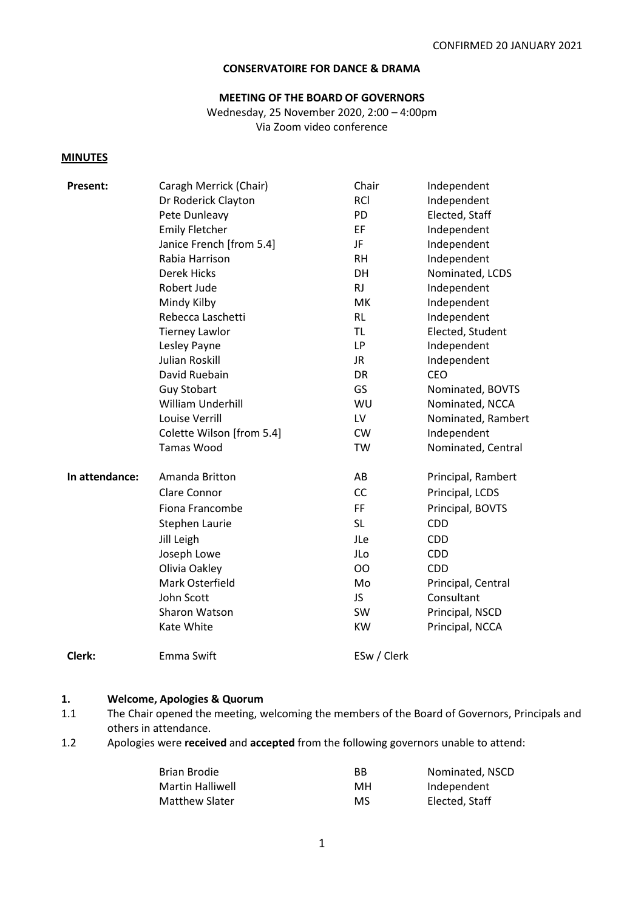CONFIRMED 20 JANUARY 2021

**CONSERVATOIRE FOR DANCE & DRAMA**

**MEETING OF THE BOARD OF GOVERNORS**

Wednesday, 25 November 2020, 2:00 – 4:00pm
Via Zoom video conference

**MINUTES**

| | | | |
|---|---|---|---|
| **Present:** | Caragh Merrick (Chair) | Chair | Independent |
| | Dr Roderick Clayton | RCl | Independent |
| | Pete Dunleavy | PD | Elected, Staff |
| | Emily Fletcher | EF | Independent |
| | Janice French [from 5.4] | JF | Independent |
| | Rabia Harrison | RH | Independent |
| | Derek Hicks | DH | Nominated, LCDS |
| | Robert Jude | RJ | Independent |
| | Mindy Kilby | MK | Independent |
| | Rebecca Laschetti | RL | Independent |
| | Tierney Lawlor | TL | Elected, Student |
| | Lesley Payne | LP | Independent |
| | Julian Roskill | JR | Independent |
| | David Ruebain | DR | CEO |
| | Guy Stobart | GS | Nominated, BOVTS |
| | William Underhill | WU | Nominated, NCCA |
| | Louise Verrill | LV | Nominated, Rambert |
| | Colette Wilson [from 5.4] | CW | Independent |
| | Tamas Wood | TW | Nominated, Central |
| **In attendance:** | Amanda Britton | AB | Principal, Rambert |
| | Clare Connor | CC | Principal, LCDS |
| | Fiona Francombe | FF | Principal, BOVTS |
| | Stephen Laurie | SL | CDD |
| | Jill Leigh | JLe | CDD |
| | Joseph Lowe | JLo | CDD |
| | Olivia Oakley | OO | CDD |
| | Mark Osterfield | Mo | Principal, Central |
| | John Scott | JS | Consultant |
| | Sharon Watson | SW | Principal, NSCD |
| | Kate White | KW | Principal, NCCA |
| **Clerk:** | Emma Swift | ESw / Clerk | |

## 1. Welcome, Apologies & Quorum

1.1 The Chair opened the meeting, welcoming the members of the Board of Governors, Principals and others in attendance.

1.2 Apologies were **received** and **accepted** from the following governors unable to attend:

| | | |
|---|---|---|
| Brian Brodie | BB | Nominated, NSCD |
| Martin Halliwell | MH | Independent |
| Matthew Slater | MS | Elected, Staff |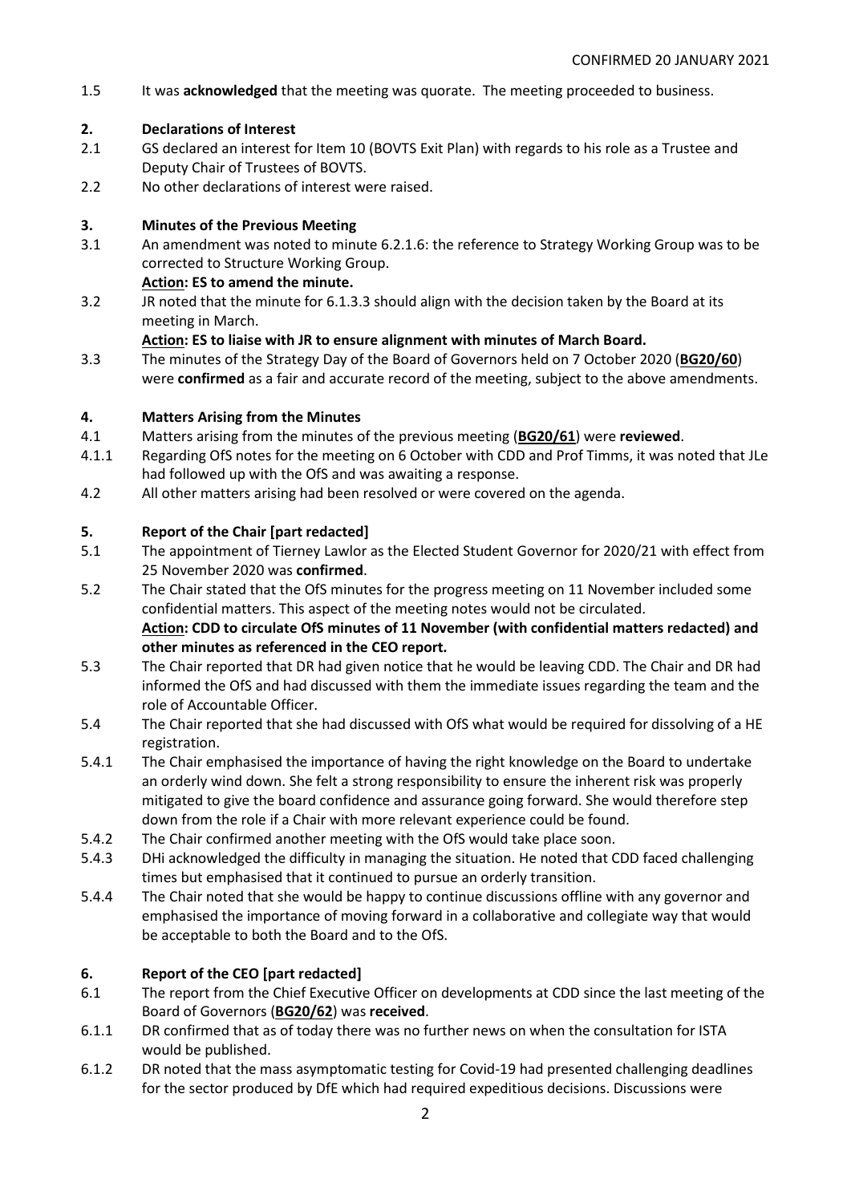CONFIRMED 20 JANUARY 2021

1.5 It was **acknowledged** that the meeting was quorate. The meeting proceeded to business.

## 2. Declarations of Interest

2.1 GS declared an interest for Item 10 (BOVTS Exit Plan) with regards to his role as a Trustee and Deputy Chair of Trustees of BOVTS.

2.2 No other declarations of interest were raised.

## 3. Minutes of the Previous Meeting

3.1 An amendment was noted to minute 6.2.1.6: the reference to Strategy Working Group was to be corrected to Structure Working Group.

**Action: ES to amend the minute.**

3.2 JR noted that the minute for 6.1.3.3 should align with the decision taken by the Board at its meeting in March.

**Action: ES to liaise with JR to ensure alignment with minutes of March Board.**

3.3 The minutes of the Strategy Day of the Board of Governors held on 7 October 2020 (**BG20/60**) were **confirmed** as a fair and accurate record of the meeting, subject to the above amendments.

## 4. Matters Arising from the Minutes

4.1 Matters arising from the minutes of the previous meeting (**BG20/61**) were **reviewed**.

4.1.1 Regarding OfS notes for the meeting on 6 October with CDD and Prof Timms, it was noted that JLe had followed up with the OfS and was awaiting a response.

4.2 All other matters arising had been resolved or were covered on the agenda.

## 5. Report of the Chair [part redacted]

5.1 The appointment of Tierney Lawlor as the Elected Student Governor for 2020/21 with effect from 25 November 2020 was **confirmed**.

5.2 The Chair stated that the OfS minutes for the progress meeting on 11 November included some confidential matters. This aspect of the meeting notes would not be circulated.

**Action: CDD to circulate OfS minutes of 11 November (with confidential matters redacted) and other minutes as referenced in the CEO report.**

5.3 The Chair reported that DR had given notice that he would be leaving CDD. The Chair and DR had informed the OfS and had discussed with them the immediate issues regarding the team and the role of Accountable Officer.

5.4 The Chair reported that she had discussed with OfS what would be required for dissolving of a HE registration.

5.4.1 The Chair emphasised the importance of having the right knowledge on the Board to undertake an orderly wind down. She felt a strong responsibility to ensure the inherent risk was properly mitigated to give the board confidence and assurance going forward. She would therefore step down from the role if a Chair with more relevant experience could be found.

5.4.2 The Chair confirmed another meeting with the OfS would take place soon.

5.4.3 DHi acknowledged the difficulty in managing the situation. He noted that CDD faced challenging times but emphasised that it continued to pursue an orderly transition.

5.4.4 The Chair noted that she would be happy to continue discussions offline with any governor and emphasised the importance of moving forward in a collaborative and collegiate way that would be acceptable to both the Board and to the OfS.

## 6. Report of the CEO [part redacted]

6.1 The report from the Chief Executive Officer on developments at CDD since the last meeting of the Board of Governors (**BG20/62**) was **received**.

6.1.1 DR confirmed that as of today there was no further news on when the consultation for ISTA would be published.

6.1.2 DR noted that the mass asymptomatic testing for Covid-19 had presented challenging deadlines for the sector produced by DfE which had required expeditious decisions. Discussions were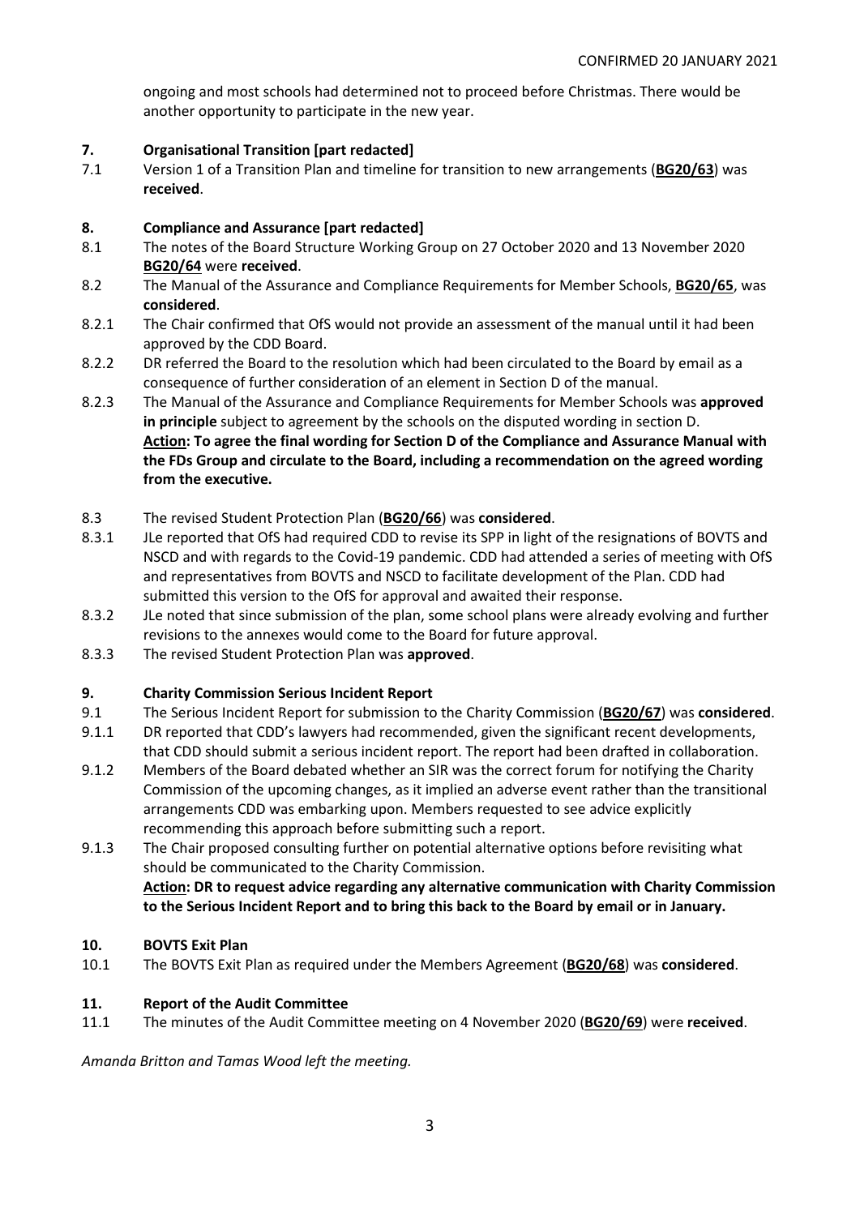ongoing and most schools had determined not to proceed before Christmas. There would be another opportunity to participate in the new year.

**7. Organisational Transition [part redacted]**

7.1 Version 1 of a Transition Plan and timeline for transition to new arrangements (**BG20/63**) was **received**.

**8. Compliance and Assurance [part redacted]**

8.1 The notes of the Board Structure Working Group on 27 October 2020 and 13 November 2020 **BG20/64** were **received**.

8.2 The Manual of the Assurance and Compliance Requirements for Member Schools, **BG20/65**, was **considered**.

8.2.1 The Chair confirmed that OfS would not provide an assessment of the manual until it had been approved by the CDD Board.

8.2.2 DR referred the Board to the resolution which had been circulated to the Board by email as a consequence of further consideration of an element in Section D of the manual.

8.2.3 The Manual of the Assurance and Compliance Requirements for Member Schools was **approved in principle** subject to agreement by the schools on the disputed wording in section D.
**Action: To agree the final wording for Section D of the Compliance and Assurance Manual with the FDs Group and circulate to the Board, including a recommendation on the agreed wording from the executive.**

8.3 The revised Student Protection Plan (**BG20/66**) was **considered**.

8.3.1 JLe reported that OfS had required CDD to revise its SPP in light of the resignations of BOVTS and NSCD and with regards to the Covid-19 pandemic. CDD had attended a series of meeting with OfS and representatives from BOVTS and NSCD to facilitate development of the Plan. CDD had submitted this version to the OfS for approval and awaited their response.

8.3.2 JLe noted that since submission of the plan, some school plans were already evolving and further revisions to the annexes would come to the Board for future approval.

8.3.3 The revised Student Protection Plan was **approved**.

**9. Charity Commission Serious Incident Report**

9.1 The Serious Incident Report for submission to the Charity Commission (**BG20/67**) was **considered**.

9.1.1 DR reported that CDD's lawyers had recommended, given the significant recent developments, that CDD should submit a serious incident report. The report had been drafted in collaboration.

9.1.2 Members of the Board debated whether an SIR was the correct forum for notifying the Charity Commission of the upcoming changes, as it implied an adverse event rather than the transitional arrangements CDD was embarking upon. Members requested to see advice explicitly recommending this approach before submitting such a report.

9.1.3 The Chair proposed consulting further on potential alternative options before revisiting what should be communicated to the Charity Commission.
**Action: DR to request advice regarding any alternative communication with Charity Commission to the Serious Incident Report and to bring this back to the Board by email or in January.**

**10. BOVTS Exit Plan**

10.1 The BOVTS Exit Plan as required under the Members Agreement (**BG20/68**) was **considered**.

**11. Report of the Audit Committee**

11.1 The minutes of the Audit Committee meeting on 4 November 2020 (**BG20/69**) were **received**.

*Amanda Britton and Tamas Wood left the meeting.*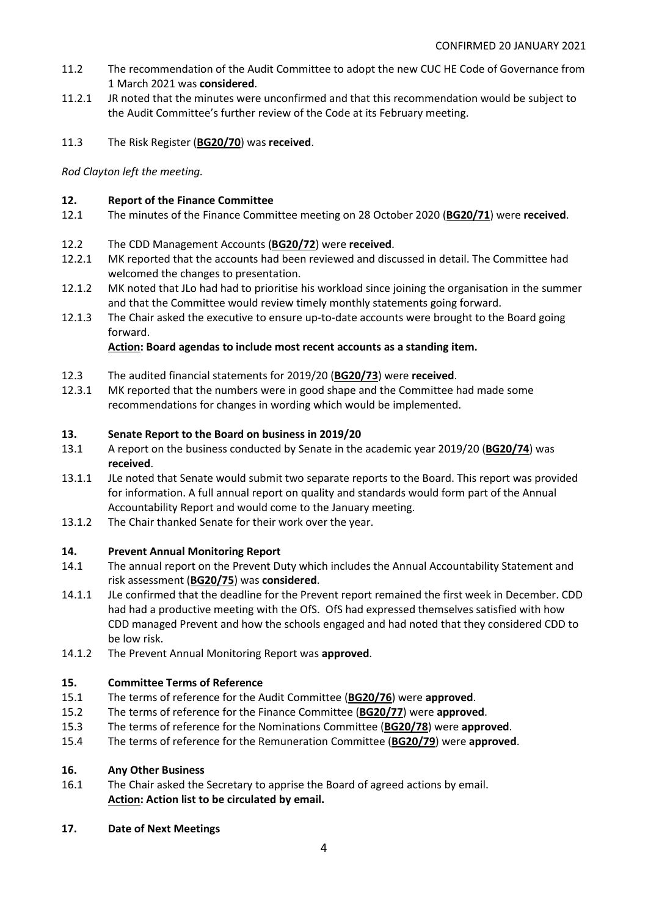CONFIRMED 20 JANUARY 2021

11.2 The recommendation of the Audit Committee to adopt the new CUC HE Code of Governance from 1 March 2021 was **considered**.

11.2.1 JR noted that the minutes were unconfirmed and that this recommendation would be subject to the Audit Committee's further review of the Code at its February meeting.

11.3 The Risk Register (**BG20/70**) was **received**.

*Rod Clayton left the meeting.*

## 12. Report of the Finance Committee

12.1 The minutes of the Finance Committee meeting on 28 October 2020 (**BG20/71**) were **received**.

12.2 The CDD Management Accounts (**BG20/72**) were **received**.

12.2.1 MK reported that the accounts had been reviewed and discussed in detail. The Committee had welcomed the changes to presentation.

12.1.2 MK noted that JLo had had to prioritise his workload since joining the organisation in the summer and that the Committee would review timely monthly statements going forward.

12.1.3 The Chair asked the executive to ensure up-to-date accounts were brought to the Board going forward.
**Action: Board agendas to include most recent accounts as a standing item.**

12.3 The audited financial statements for 2019/20 (**BG20/73**) were **received**.

12.3.1 MK reported that the numbers were in good shape and the Committee had made some recommendations for changes in wording which would be implemented.

## 13. Senate Report to the Board on business in 2019/20

13.1 A report on the business conducted by Senate in the academic year 2019/20 (**BG20/74**) was **received**.

13.1.1 JLe noted that Senate would submit two separate reports to the Board. This report was provided for information. A full annual report on quality and standards would form part of the Annual Accountability Report and would come to the January meeting.

13.1.2 The Chair thanked Senate for their work over the year.

## 14. Prevent Annual Monitoring Report

14.1 The annual report on the Prevent Duty which includes the Annual Accountability Statement and risk assessment (**BG20/75**) was **considered**.

14.1.1 JLe confirmed that the deadline for the Prevent report remained the first week in December. CDD had had a productive meeting with the OfS. OfS had expressed themselves satisfied with how CDD managed Prevent and how the schools engaged and had noted that they considered CDD to be low risk.

14.1.2 The Prevent Annual Monitoring Report was **approved**.

## 15. Committee Terms of Reference

15.1 The terms of reference for the Audit Committee (**BG20/76**) were **approved**.

15.2 The terms of reference for the Finance Committee (**BG20/77**) were **approved**.

15.3 The terms of reference for the Nominations Committee (**BG20/78**) were **approved**.

15.4 The terms of reference for the Remuneration Committee (**BG20/79**) were **approved**.

## 16. Any Other Business

16.1 The Chair asked the Secretary to apprise the Board of agreed actions by email.
**Action: Action list to be circulated by email.**

## 17. Date of Next Meetings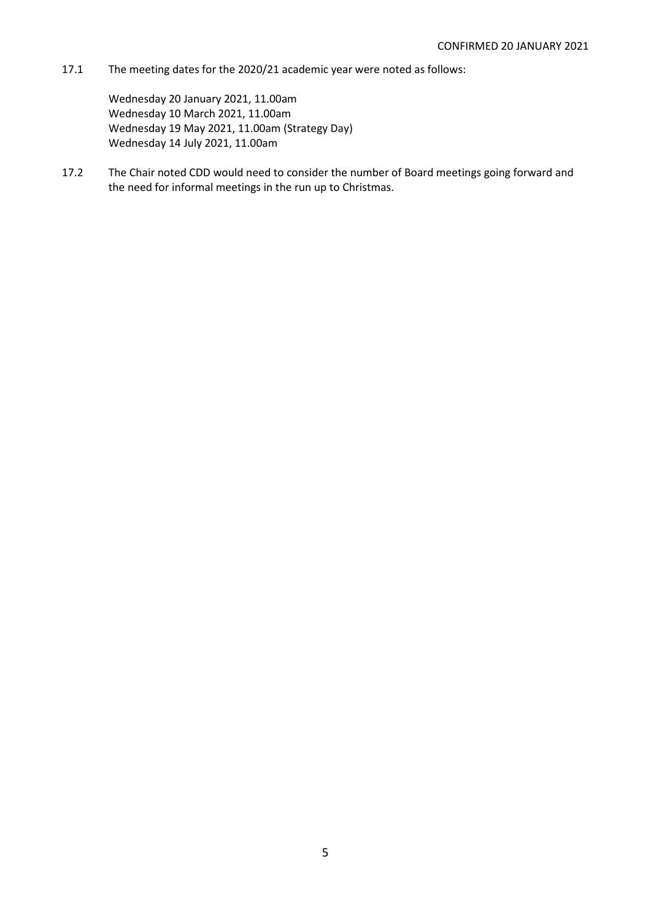CONFIRMED 20 JANUARY 2021

17.1 The meeting dates for the 2020/21 academic year were noted as follows:

Wednesday 20 January 2021, 11.00am
Wednesday 10 March 2021, 11.00am
Wednesday 19 May 2021, 11.00am (Strategy Day)
Wednesday 14 July 2021, 11.00am

17.2 The Chair noted CDD would need to consider the number of Board meetings going forward and the need for informal meetings in the run up to Christmas.